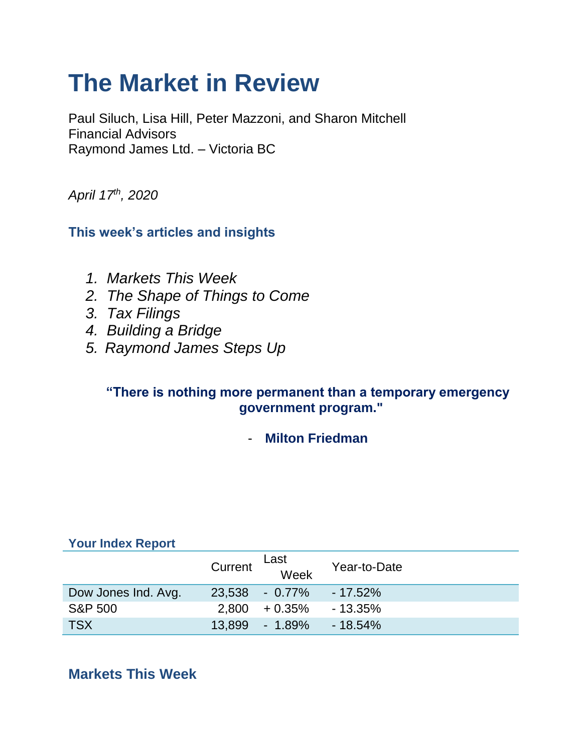# The Market in Review

Paul Siluch, Lisa Hill, Peter Mazzoni, and Sharon Mitchell
Financial Advisors
Raymond James Ltd. – Victoria BC

*April 17th, 2020*

### This week's articles and insights

1. *Markets This Week*
2. *The Shape of Things to Come*
3. *Tax Filings*
4. *Building a Bridge*
5. *Raymond James Steps Up*

**"There is nothing more permanent than a temporary emergency government program."**

- **Milton Friedman**

**Your Index Report**

| | Current | Last Week | Year-to-Date |
|---|---|---|---|
| Dow Jones Ind. Avg. | 23,538 | - 0.77% | - 17.52% |
| S&P 500 | 2,800 | + 0.35% | - 13.35% |
| TSX | 13,899 | - 1.89% | - 18.54% |

## Markets This Week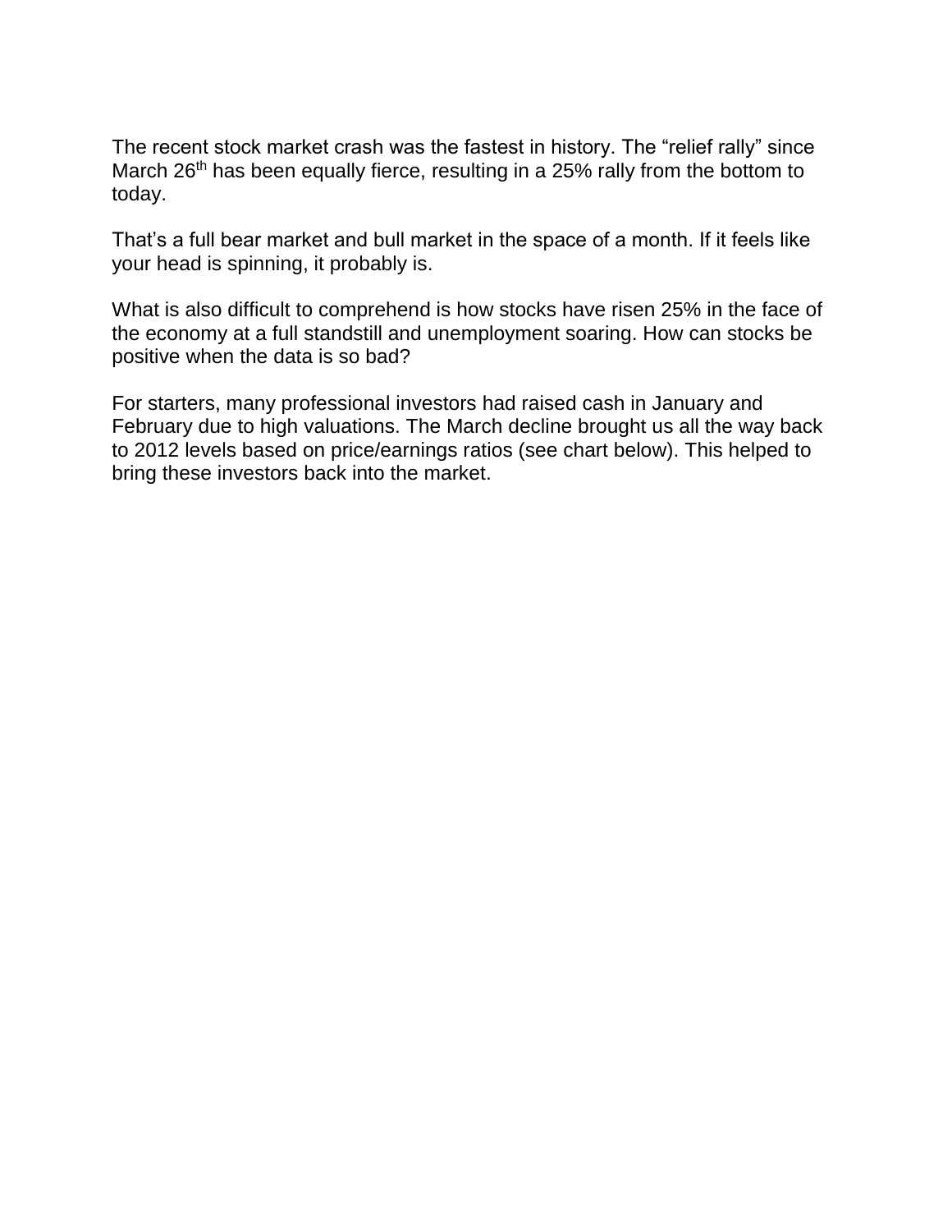The recent stock market crash was the fastest in history. The "relief rally" since March 26th has been equally fierce, resulting in a 25% rally from the bottom to today.

That's a full bear market and bull market in the space of a month. If it feels like your head is spinning, it probably is.

What is also difficult to comprehend is how stocks have risen 25% in the face of the economy at a full standstill and unemployment soaring. How can stocks be positive when the data is so bad?

For starters, many professional investors had raised cash in January and February due to high valuations. The March decline brought us all the way back to 2012 levels based on price/earnings ratios (see chart below). This helped to bring these investors back into the market.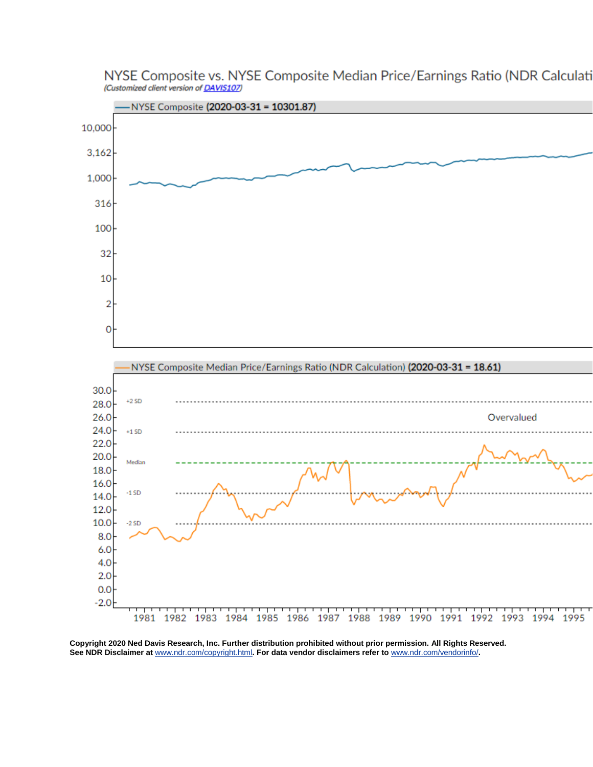NYSE Composite vs. NYSE Composite Median Price/Earnings Ratio (NDR Calculati

*(Customized client version of DAVIS107)*

—NYSE Composite **(2020-03-31 = 10301.87)**

10,000
3,162
1,000
316
100
32
10
2
0

—NYSE Composite Median Price/Earnings Ratio (NDR Calculation) **(2020-03-31 = 18.61)**

30.0
28.0 +2 SD
26.0
24.0 +1 SD
22.0
20.0 Median
18.0
16.0
14.0 -1 SD
12.0
10.0 -2 SD
8.0
6.0
4.0
2.0
0.0
-2.0

Overvalued

1981 1982 1983 1984 1985 1986 1987 1988 1989 1990 1991 1992 1993 1994 1995

**Copyright 2020 Ned Davis Research, Inc. Further distribution prohibited without prior permission. All Rights Reserved.**
**See NDR Disclaimer at www.ndr.com/copyright.html. For data vendor disclaimers refer to www.ndr.com/vendorinfo/.**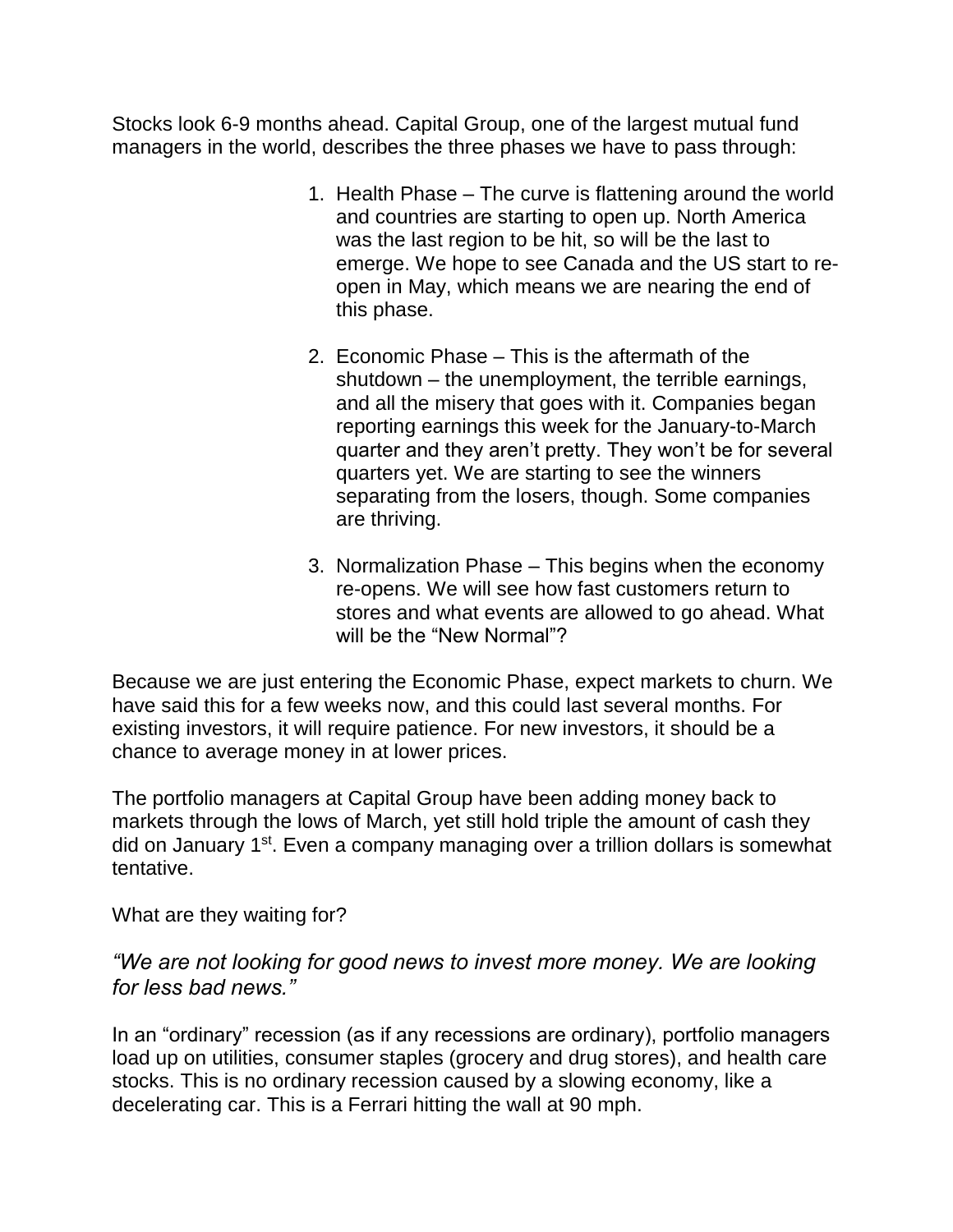Stocks look 6-9 months ahead. Capital Group, one of the largest mutual fund managers in the world, describes the three phases we have to pass through:

1. Health Phase – The curve is flattening around the world and countries are starting to open up. North America was the last region to be hit, so will be the last to emerge. We hope to see Canada and the US start to re-open in May, which means we are nearing the end of this phase.

2. Economic Phase – This is the aftermath of the shutdown – the unemployment, the terrible earnings, and all the misery that goes with it. Companies began reporting earnings this week for the January-to-March quarter and they aren't pretty. They won't be for several quarters yet. We are starting to see the winners separating from the losers, though. Some companies are thriving.

3. Normalization Phase – This begins when the economy re-opens. We will see how fast customers return to stores and what events are allowed to go ahead. What will be the "New Normal"?

Because we are just entering the Economic Phase, expect markets to churn. We have said this for a few weeks now, and this could last several months. For existing investors, it will require patience. For new investors, it should be a chance to average money in at lower prices.

The portfolio managers at Capital Group have been adding money back to markets through the lows of March, yet still hold triple the amount of cash they did on January 1st. Even a company managing over a trillion dollars is somewhat tentative.

What are they waiting for?

*"We are not looking for good news to invest more money. We are looking for less bad news."*

In an "ordinary" recession (as if any recessions are ordinary), portfolio managers load up on utilities, consumer staples (grocery and drug stores), and health care stocks. This is no ordinary recession caused by a slowing economy, like a decelerating car. This is a Ferrari hitting the wall at 90 mph.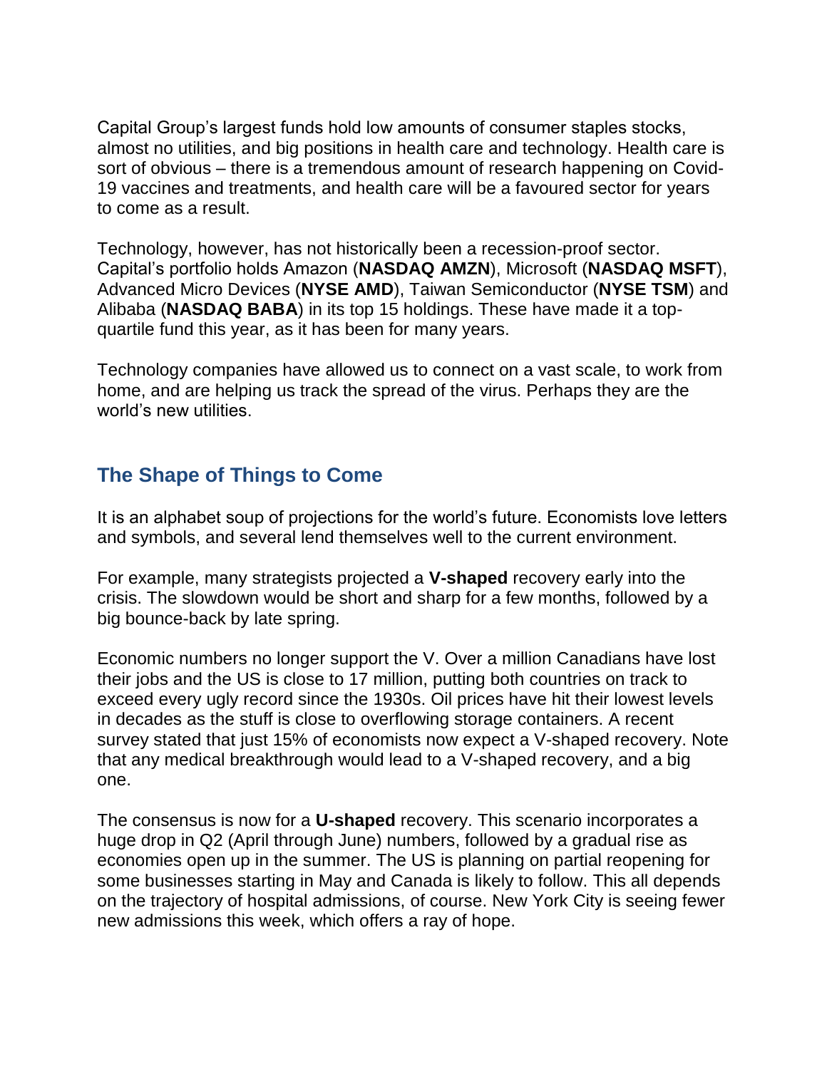Capital Group's largest funds hold low amounts of consumer staples stocks, almost no utilities, and big positions in health care and technology. Health care is sort of obvious – there is a tremendous amount of research happening on Covid-19 vaccines and treatments, and health care will be a favoured sector for years to come as a result.

Technology, however, has not historically been a recession-proof sector. Capital's portfolio holds Amazon (**NASDAQ AMZN**), Microsoft (**NASDAQ MSFT**), Advanced Micro Devices (**NYSE AMD**), Taiwan Semiconductor (**NYSE TSM**) and Alibaba (**NASDAQ BABA**) in its top 15 holdings. These have made it a top-quartile fund this year, as it has been for many years.

Technology companies have allowed us to connect on a vast scale, to work from home, and are helping us track the spread of the virus. Perhaps they are the world's new utilities.

## The Shape of Things to Come

It is an alphabet soup of projections for the world's future. Economists love letters and symbols, and several lend themselves well to the current environment.

For example, many strategists projected a **V-shaped** recovery early into the crisis. The slowdown would be short and sharp for a few months, followed by a big bounce-back by late spring.

Economic numbers no longer support the V. Over a million Canadians have lost their jobs and the US is close to 17 million, putting both countries on track to exceed every ugly record since the 1930s. Oil prices have hit their lowest levels in decades as the stuff is close to overflowing storage containers. A recent survey stated that just 15% of economists now expect a V-shaped recovery. Note that any medical breakthrough would lead to a V-shaped recovery, and a big one.

The consensus is now for a **U-shaped** recovery. This scenario incorporates a huge drop in Q2 (April through June) numbers, followed by a gradual rise as economies open up in the summer. The US is planning on partial reopening for some businesses starting in May and Canada is likely to follow. This all depends on the trajectory of hospital admissions, of course. New York City is seeing fewer new admissions this week, which offers a ray of hope.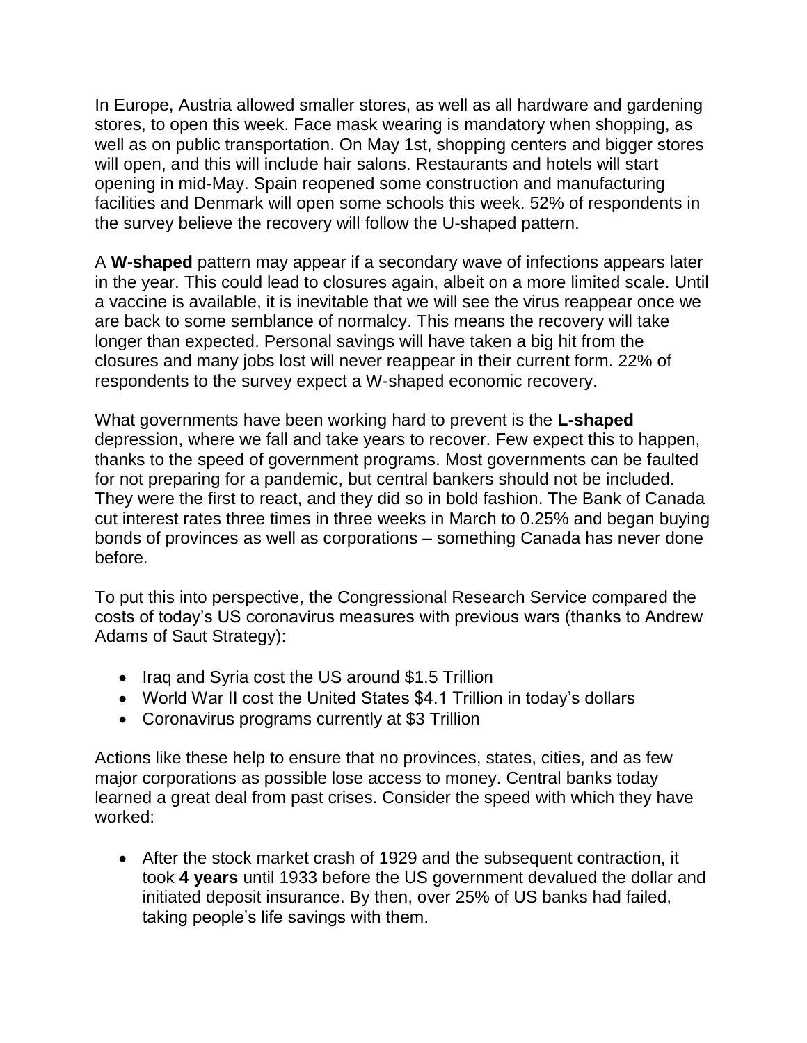In Europe, Austria allowed smaller stores, as well as all hardware and gardening stores, to open this week. Face mask wearing is mandatory when shopping, as well as on public transportation. On May 1st, shopping centers and bigger stores will open, and this will include hair salons. Restaurants and hotels will start opening in mid-May. Spain reopened some construction and manufacturing facilities and Denmark will open some schools this week. 52% of respondents in the survey believe the recovery will follow the U-shaped pattern.

A **W-shaped** pattern may appear if a secondary wave of infections appears later in the year. This could lead to closures again, albeit on a more limited scale. Until a vaccine is available, it is inevitable that we will see the virus reappear once we are back to some semblance of normalcy. This means the recovery will take longer than expected. Personal savings will have taken a big hit from the closures and many jobs lost will never reappear in their current form. 22% of respondents to the survey expect a W-shaped economic recovery.

What governments have been working hard to prevent is the **L-shaped** depression, where we fall and take years to recover. Few expect this to happen, thanks to the speed of government programs. Most governments can be faulted for not preparing for a pandemic, but central bankers should not be included. They were the first to react, and they did so in bold fashion. The Bank of Canada cut interest rates three times in three weeks in March to 0.25% and began buying bonds of provinces as well as corporations – something Canada has never done before.

To put this into perspective, the Congressional Research Service compared the costs of today's US coronavirus measures with previous wars (thanks to Andrew Adams of Saut Strategy):

- Iraq and Syria cost the US around $1.5 Trillion
- World War II cost the United States $4.1 Trillion in today's dollars
- Coronavirus programs currently at $3 Trillion

Actions like these help to ensure that no provinces, states, cities, and as few major corporations as possible lose access to money. Central banks today learned a great deal from past crises. Consider the speed with which they have worked:

- After the stock market crash of 1929 and the subsequent contraction, it took **4 years** until 1933 before the US government devalued the dollar and initiated deposit insurance. By then, over 25% of US banks had failed, taking people's life savings with them.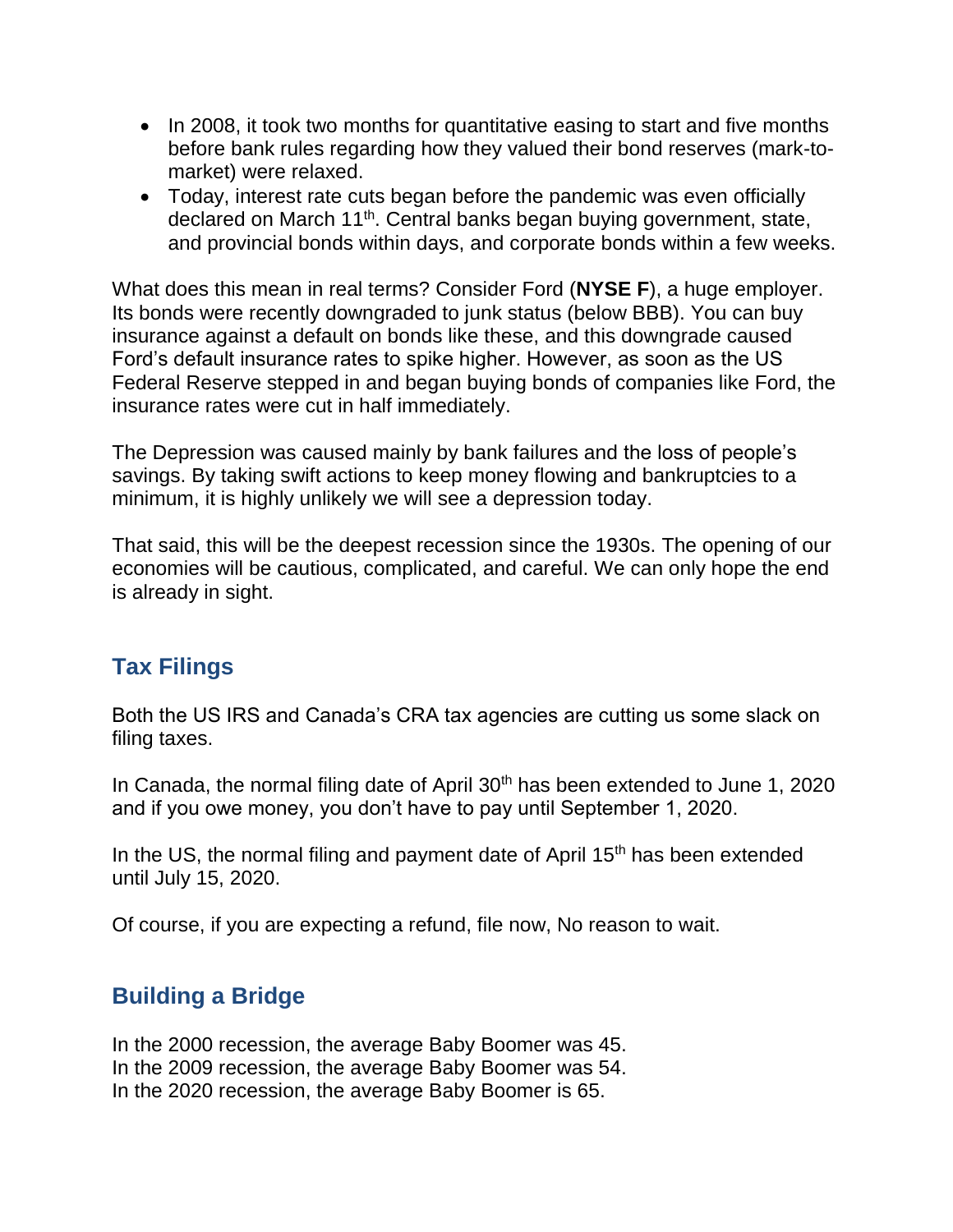- In 2008, it took two months for quantitative easing to start and five months before bank rules regarding how they valued their bond reserves (mark-to-market) were relaxed.
- Today, interest rate cuts began before the pandemic was even officially declared on March 11th. Central banks began buying government, state, and provincial bonds within days, and corporate bonds within a few weeks.

What does this mean in real terms? Consider Ford (**NYSE F**), a huge employer. Its bonds were recently downgraded to junk status (below BBB). You can buy insurance against a default on bonds like these, and this downgrade caused Ford's default insurance rates to spike higher. However, as soon as the US Federal Reserve stepped in and began buying bonds of companies like Ford, the insurance rates were cut in half immediately.

The Depression was caused mainly by bank failures and the loss of people's savings. By taking swift actions to keep money flowing and bankruptcies to a minimum, it is highly unlikely we will see a depression today.

That said, this will be the deepest recession since the 1930s. The opening of our economies will be cautious, complicated, and careful. We can only hope the end is already in sight.

## Tax Filings

Both the US IRS and Canada's CRA tax agencies are cutting us some slack on filing taxes.

In Canada, the normal filing date of April 30th has been extended to June 1, 2020 and if you owe money, you don't have to pay until September 1, 2020.

In the US, the normal filing and payment date of April 15th has been extended until July 15, 2020.

Of course, if you are expecting a refund, file now, No reason to wait.

## Building a Bridge

In the 2000 recession, the average Baby Boomer was 45.
In the 2009 recession, the average Baby Boomer was 54.
In the 2020 recession, the average Baby Boomer is 65.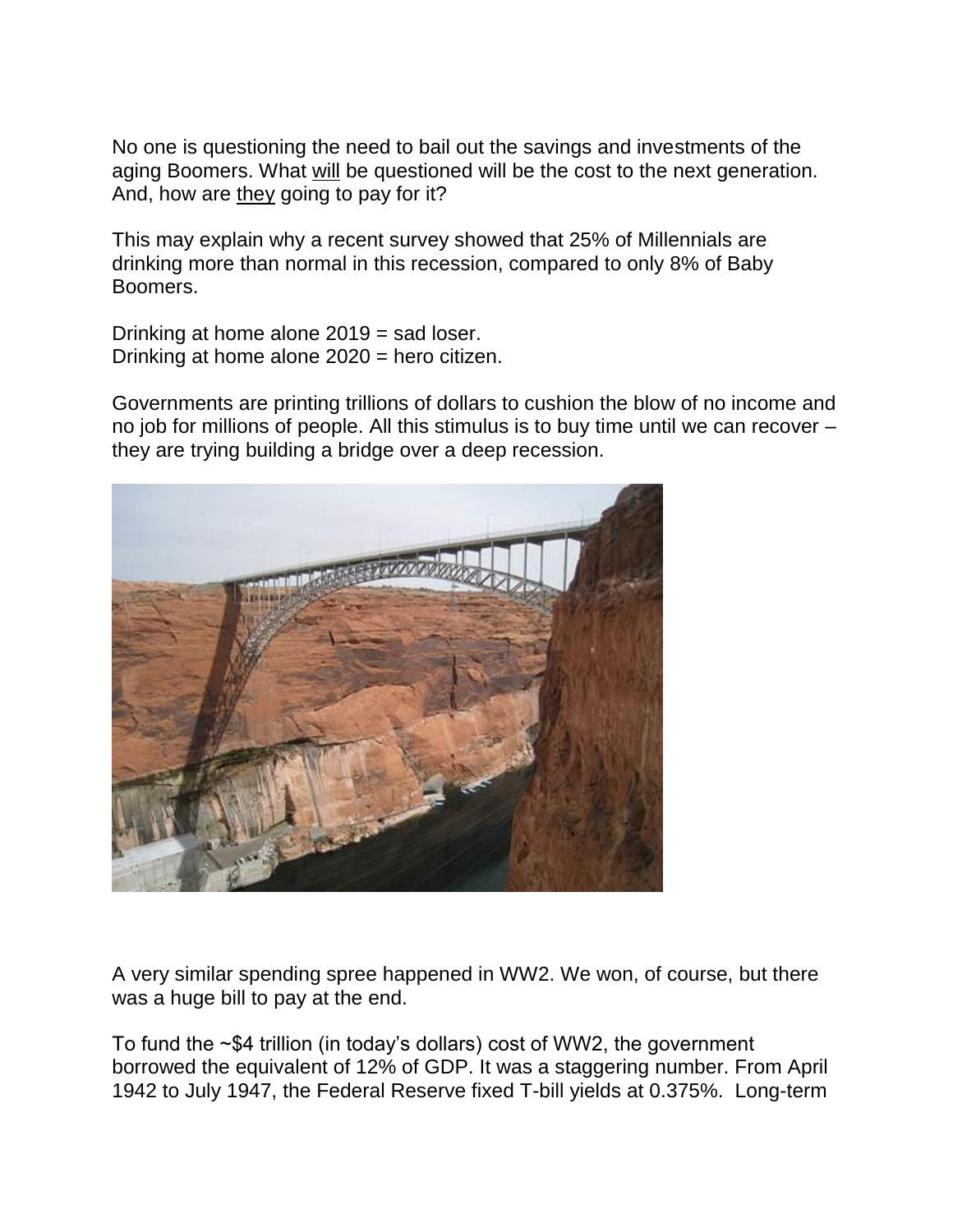No one is questioning the need to bail out the savings and investments of the aging Boomers. What will be questioned will be the cost to the next generation. And, how are they going to pay for it?

This may explain why a recent survey showed that 25% of Millennials are drinking more than normal in this recession, compared to only 8% of Baby Boomers.

Drinking at home alone 2019 = sad loser.
Drinking at home alone 2020 = hero citizen.

Governments are printing trillions of dollars to cushion the blow of no income and no job for millions of people. All this stimulus is to buy time until we can recover – they are trying building a bridge over a deep recession.

A very similar spending spree happened in WW2. We won, of course, but there was a huge bill to pay at the end.

To fund the ~$4 trillion (in today's dollars) cost of WW2, the government borrowed the equivalent of 12% of GDP. It was a staggering number. From April 1942 to July 1947, the Federal Reserve fixed T-bill yields at 0.375%. Long-term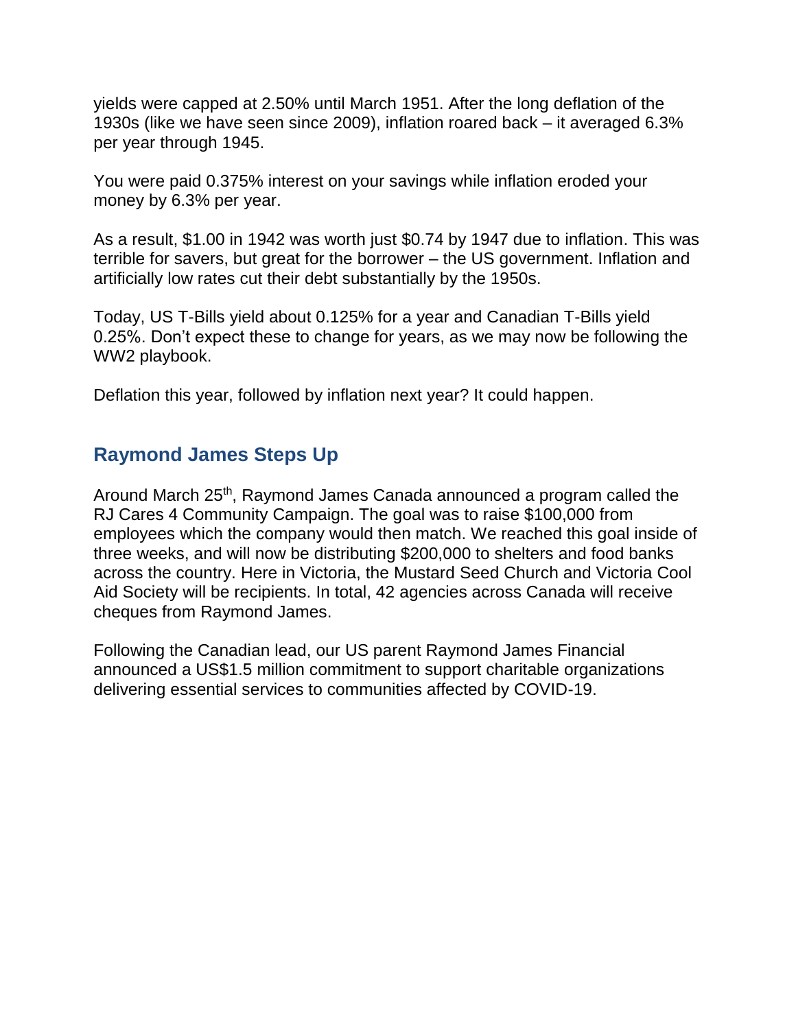yields were capped at 2.50% until March 1951. After the long deflation of the 1930s (like we have seen since 2009), inflation roared back – it averaged 6.3% per year through 1945.

You were paid 0.375% interest on your savings while inflation eroded your money by 6.3% per year.

As a result, $1.00 in 1942 was worth just $0.74 by 1947 due to inflation. This was terrible for savers, but great for the borrower – the US government. Inflation and artificially low rates cut their debt substantially by the 1950s.

Today, US T-Bills yield about 0.125% for a year and Canadian T-Bills yield 0.25%. Don't expect these to change for years, as we may now be following the WW2 playbook.

Deflation this year, followed by inflation next year? It could happen.

## Raymond James Steps Up

Around March 25th, Raymond James Canada announced a program called the RJ Cares 4 Community Campaign. The goal was to raise $100,000 from employees which the company would then match. We reached this goal inside of three weeks, and will now be distributing $200,000 to shelters and food banks across the country. Here in Victoria, the Mustard Seed Church and Victoria Cool Aid Society will be recipients. In total, 42 agencies across Canada will receive cheques from Raymond James.

Following the Canadian lead, our US parent Raymond James Financial announced a US$1.5 million commitment to support charitable organizations delivering essential services to communities affected by COVID-19.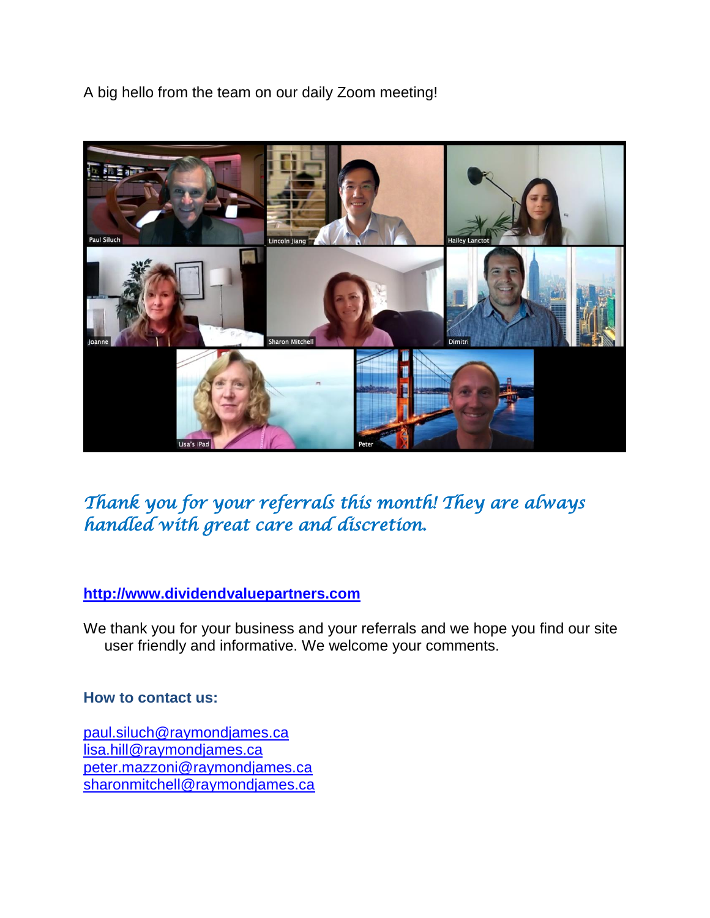A big hello from the team on our daily Zoom meeting!

*Thank you for your referrals this month! They are always handled with great care and discretion.*

**[http://www.dividendvaluepartners.com](http://www.dividendvaluepartners.com)**

We thank you for your business and your referrals and we hope you find our site user friendly and informative. We welcome your comments.

**How to contact us:**

[paul.siluch@raymondjames.ca](mailto:paul.siluch@raymondjames.ca)
[lisa.hill@raymondjames.ca](mailto:lisa.hill@raymondjames.ca)
[peter.mazzoni@raymondjames.ca](mailto:peter.mazzoni@raymondjames.ca)
[sharonmitchell@raymondjames.ca](mailto:sharonmitchell@raymondjames.ca)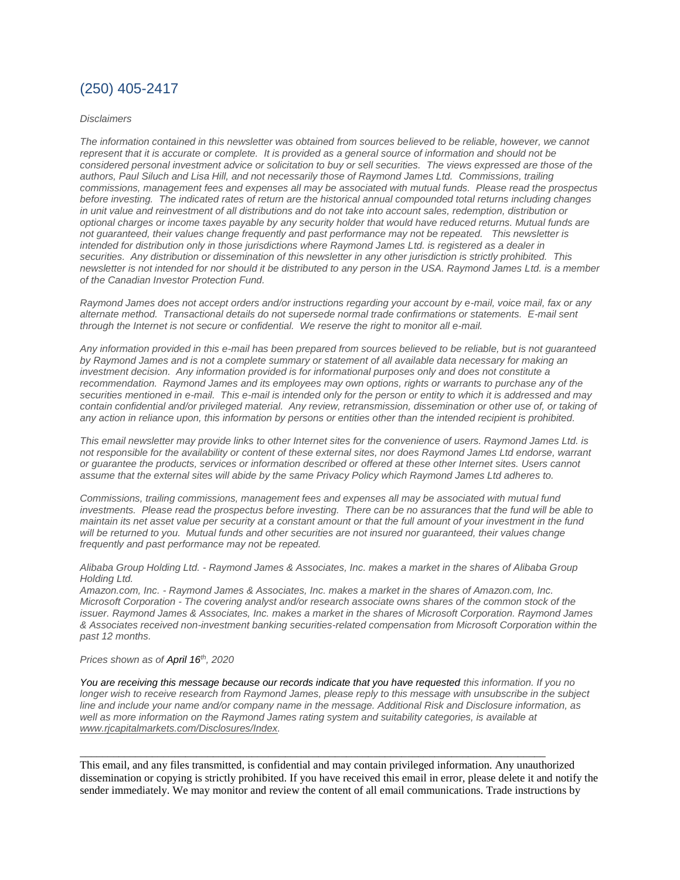## (250) 405-2417

*Disclaimers*

*The information contained in this newsletter was obtained from sources believed to be reliable, however, we cannot represent that it is accurate or complete. It is provided as a general source of information and should not be considered personal investment advice or solicitation to buy or sell securities. The views expressed are those of the authors, Paul Siluch and Lisa Hill, and not necessarily those of Raymond James Ltd. Commissions, trailing commissions, management fees and expenses all may be associated with mutual funds. Please read the prospectus before investing. The indicated rates of return are the historical annual compounded total returns including changes in unit value and reinvestment of all distributions and do not take into account sales, redemption, distribution or optional charges or income taxes payable by any security holder that would have reduced returns. Mutual funds are not guaranteed, their values change frequently and past performance may not be repeated. This newsletter is intended for distribution only in those jurisdictions where Raymond James Ltd. is registered as a dealer in securities. Any distribution or dissemination of this newsletter in any other jurisdiction is strictly prohibited. This newsletter is not intended for nor should it be distributed to any person in the USA. Raymond James Ltd. is a member of the Canadian Investor Protection Fund.*

*Raymond James does not accept orders and/or instructions regarding your account by e-mail, voice mail, fax or any alternate method. Transactional details do not supersede normal trade confirmations or statements. E-mail sent through the Internet is not secure or confidential. We reserve the right to monitor all e-mail.*

*Any information provided in this e-mail has been prepared from sources believed to be reliable, but is not guaranteed by Raymond James and is not a complete summary or statement of all available data necessary for making an investment decision. Any information provided is for informational purposes only and does not constitute a recommendation. Raymond James and its employees may own options, rights or warrants to purchase any of the securities mentioned in e-mail. This e-mail is intended only for the person or entity to which it is addressed and may contain confidential and/or privileged material. Any review, retransmission, dissemination or other use of, or taking of any action in reliance upon, this information by persons or entities other than the intended recipient is prohibited.*

*This email newsletter may provide links to other Internet sites for the convenience of users. Raymond James Ltd. is not responsible for the availability or content of these external sites, nor does Raymond James Ltd endorse, warrant or guarantee the products, services or information described or offered at these other Internet sites. Users cannot assume that the external sites will abide by the same Privacy Policy which Raymond James Ltd adheres to.*

*Commissions, trailing commissions, management fees and expenses all may be associated with mutual fund investments. Please read the prospectus before investing. There can be no assurances that the fund will be able to maintain its net asset value per security at a constant amount or that the full amount of your investment in the fund will be returned to you. Mutual funds and other securities are not insured nor guaranteed, their values change frequently and past performance may not be repeated.*

*Alibaba Group Holding Ltd. - Raymond James & Associates, Inc. makes a market in the shares of Alibaba Group Holding Ltd.*
*Amazon.com, Inc. - Raymond James & Associates, Inc. makes a market in the shares of Amazon.com, Inc.*
*Microsoft Corporation - The covering analyst and/or research associate owns shares of the common stock of the issuer. Raymond James & Associates, Inc. makes a market in the shares of Microsoft Corporation. Raymond James & Associates received non-investment banking securities-related compensation from Microsoft Corporation within the past 12 months.*

*Prices shown as of **April 16th, 2020***

*You are receiving this message because our records indicate that you have requested this information. If you no longer wish to receive research from Raymond James, please reply to this message with unsubscribe in the subject line and include your name and/or company name in the message. Additional Risk and Disclosure information, as well as more information on the Raymond James rating system and suitability categories, is available at [www.rjcapitalmarkets.com/Disclosures/Index](www.rjcapitalmarkets.com/Disclosures/Index).*

---

This email, and any files transmitted, is confidential and may contain privileged information. Any unauthorized dissemination or copying is strictly prohibited. If you have received this email in error, please delete it and notify the sender immediately. We may monitor and review the content of all email communications. Trade instructions by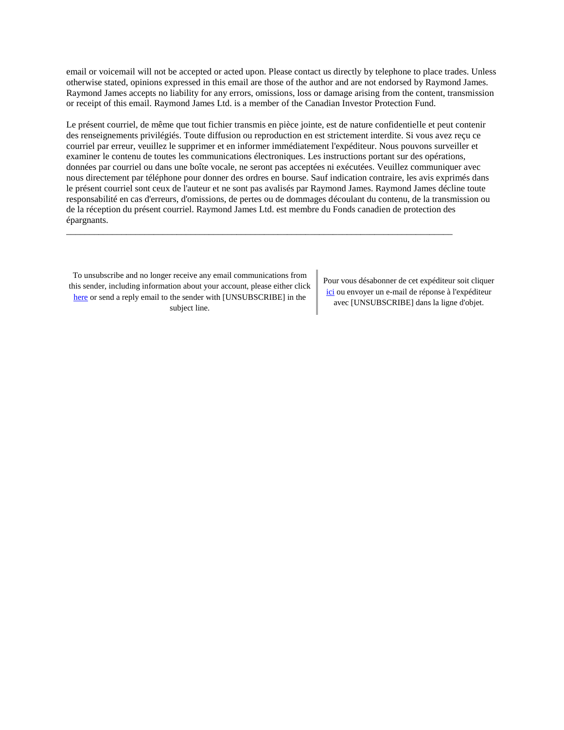email or voicemail will not be accepted or acted upon. Please contact us directly by telephone to place trades. Unless otherwise stated, opinions expressed in this email are those of the author and are not endorsed by Raymond James. Raymond James accepts no liability for any errors, omissions, loss or damage arising from the content, transmission or receipt of this email. Raymond James Ltd. is a member of the Canadian Investor Protection Fund.

Le présent courriel, de même que tout fichier transmis en pièce jointe, est de nature confidentielle et peut contenir des renseignements privilégiés. Toute diffusion ou reproduction en est strictement interdite. Si vous avez reçu ce courriel par erreur, veuillez le supprimer et en informer immédiatement l'expéditeur. Nous pouvons surveiller et examiner le contenu de toutes les communications électroniques. Les instructions portant sur des opérations, données par courriel ou dans une boîte vocale, ne seront pas acceptées ni exécutées. Veuillez communiquer avec nous directement par téléphone pour donner des ordres en bourse. Sauf indication contraire, les avis exprimés dans le présent courriel sont ceux de l'auteur et ne sont pas avalisés par Raymond James. Raymond James décline toute responsabilité en cas d'erreurs, d'omissions, de pertes ou de dommages découlant du contenu, de la transmission ou de la réception du présent courriel. Raymond James Ltd. est membre du Fonds canadien de protection des épargnants.

---

To unsubscribe and no longer receive any email communications from this sender, including information about your account, please either click here or send a reply email to the sender with [UNSUBSCRIBE] in the subject line.

Pour vous désabonner de cet expéditeur soit cliquer ici ou envoyer un e-mail de réponse à l'expéditeur avec [UNSUBSCRIBE] dans la ligne d'objet.